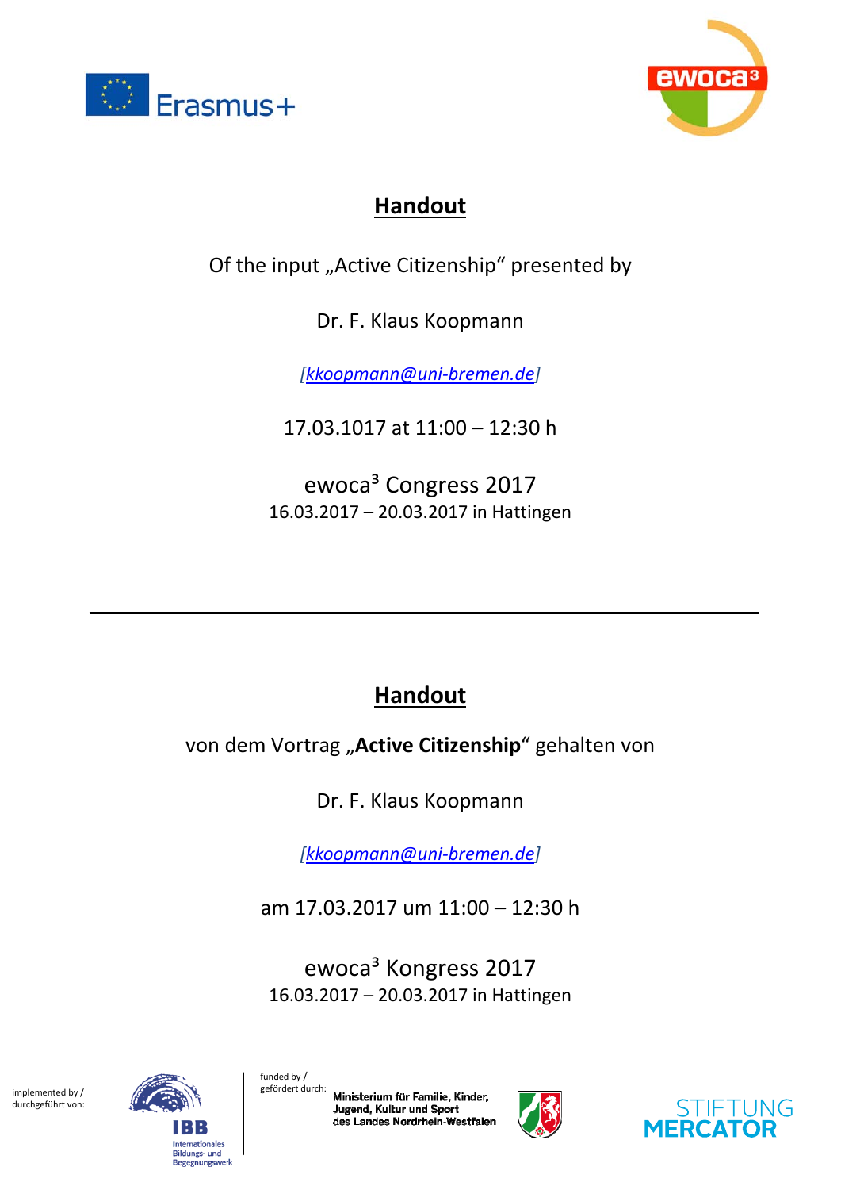Erasmus+

ewoca³

## Handout

Of the input „Active Citizenship" presented by

Dr. F. Klaus Koopmann

*[kkoopmann@uni-bremen.de]*

17.03.1017 at 11:00 – 12:30 h

ewoca³ Congress 2017
16.03.2017 – 20.03.2017 in Hattingen

---

## Handout

von dem Vortrag „**Active Citizenship**" gehalten von

Dr. F. Klaus Koopmann

*[kkoopmann@uni-bremen.de]*

am 17.03.2017 um 11:00 – 12:30 h

ewoca³ Kongress 2017
16.03.2017 – 20.03.2017 in Hattingen

implemented by / durchgeführt von: IBB Internationales Bildungs- und Begegnungswerk

funded by / gefördert durch: Ministerium für Familie, Kinder, Jugend, Kultur und Sport des Landes Nordrhein-Westfalen

STIFTUNG MERCATOR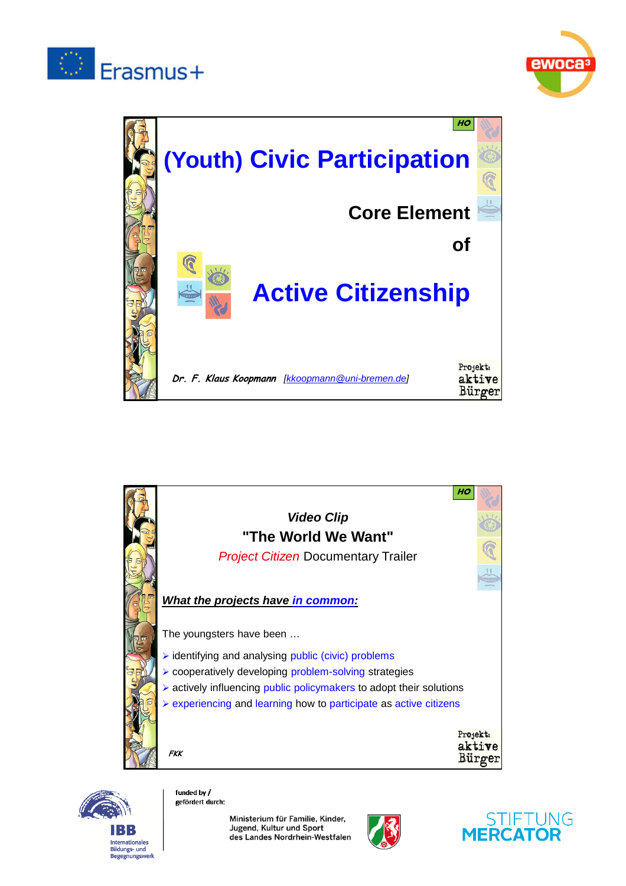Erasmus+

ewoca³

HO

# (Youth) Civic Participation

**Core Element**

**of**

# Active Citizenship

*Dr. F. Klaus Koopmann* *[kkoopmann@uni-bremen.de]*

Projekt: aktive Bürger

---

HO

***Video Clip***

**"The World We Want"**

*Project Citizen* Documentary Trailer

***What the projects have in common:***

The youngsters have been …

- identifying and analysing public (civic) problems
- cooperatively developing problem-solving strategies
- actively influencing public policymakers to adopt their solutions
- experiencing and learning how to participate as active citizens

*FKK*

Projekt: aktive Bürger

---

IBB Internationales Bildungs- und Begegnungswerk

funded by / gefördert durch:

Ministerium für Familie, Kinder, Jugend, Kultur und Sport des Landes Nordrhein-Westfalen

STIFTUNG MERCATOR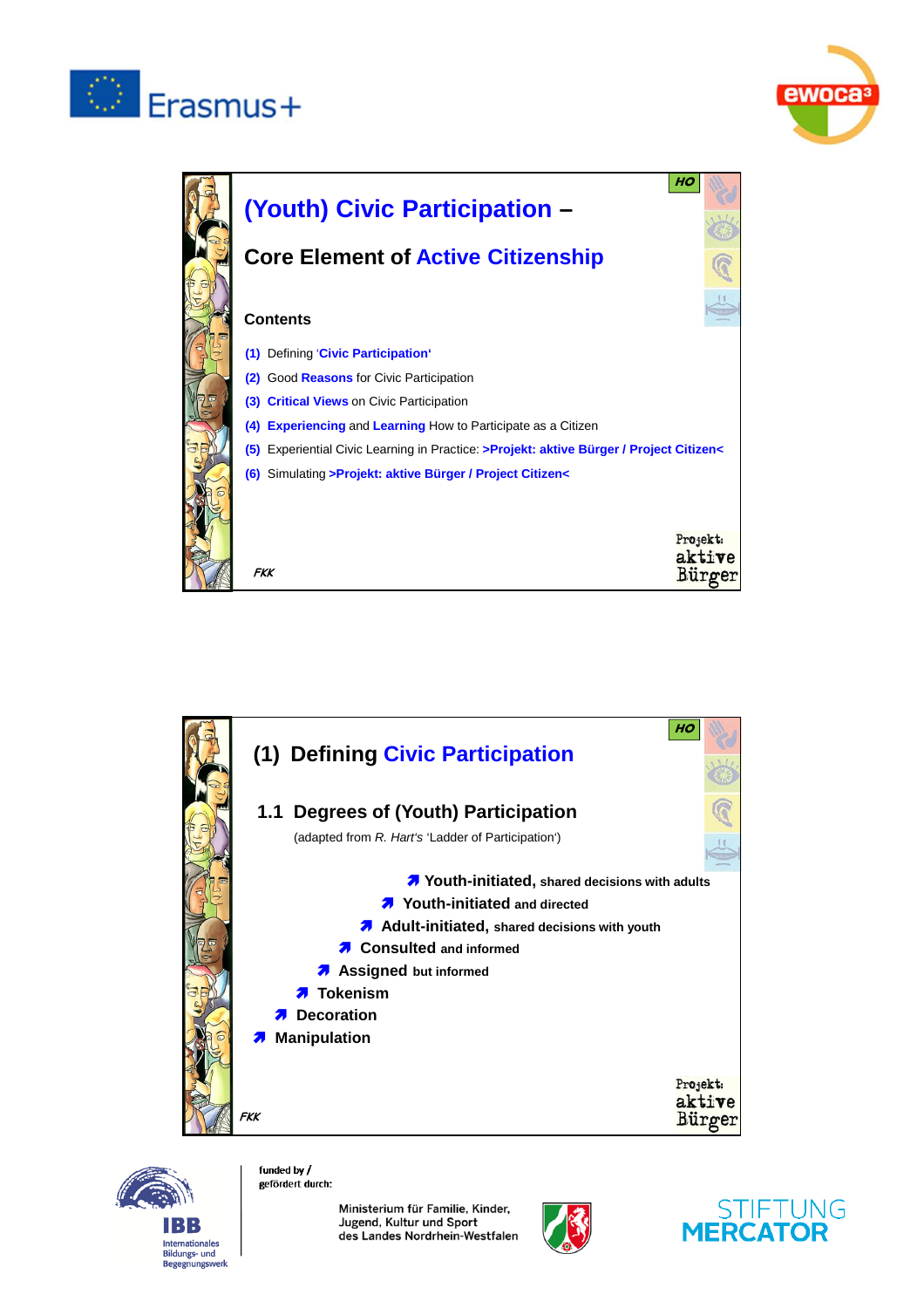# (Youth) Civic Participation –

## Core Element of Active Citizenship

**Contents**

(1) Defining 'Civic Participation'

(2) Good Reasons for Civic Participation

(3) Critical Views on Civic Participation

(4) Experiencing and Learning How to Participate as a Citizen

(5) Experiential Civic Learning in Practice: >Projekt: aktive Bürger / Project Citizen<

(6) Simulating >Projekt: aktive Bürger / Project Citizen<

FKK

Projekt: aktive Bürger

# (1) Defining Civic Participation

## 1.1 Degrees of (Youth) Participation

(adapted from *R. Hart's* 'Ladder of Participation')

- **Youth-initiated,** shared decisions with adults
- **Youth-initiated** and directed
- **Adult-initiated,** shared decisions with youth
- **Consulted** and informed
- **Assigned** but informed
- **Tokenism**
- **Decoration**
- **Manipulation**

FKK

Projekt: aktive Bürger

funded by / gefördert durch:

Ministerium für Familie, Kinder, Jugend, Kultur und Sport des Landes Nordrhein-Westfalen

IBB Internationales Bildungs- und Begegnungswerk

STIFTUNG MERCATOR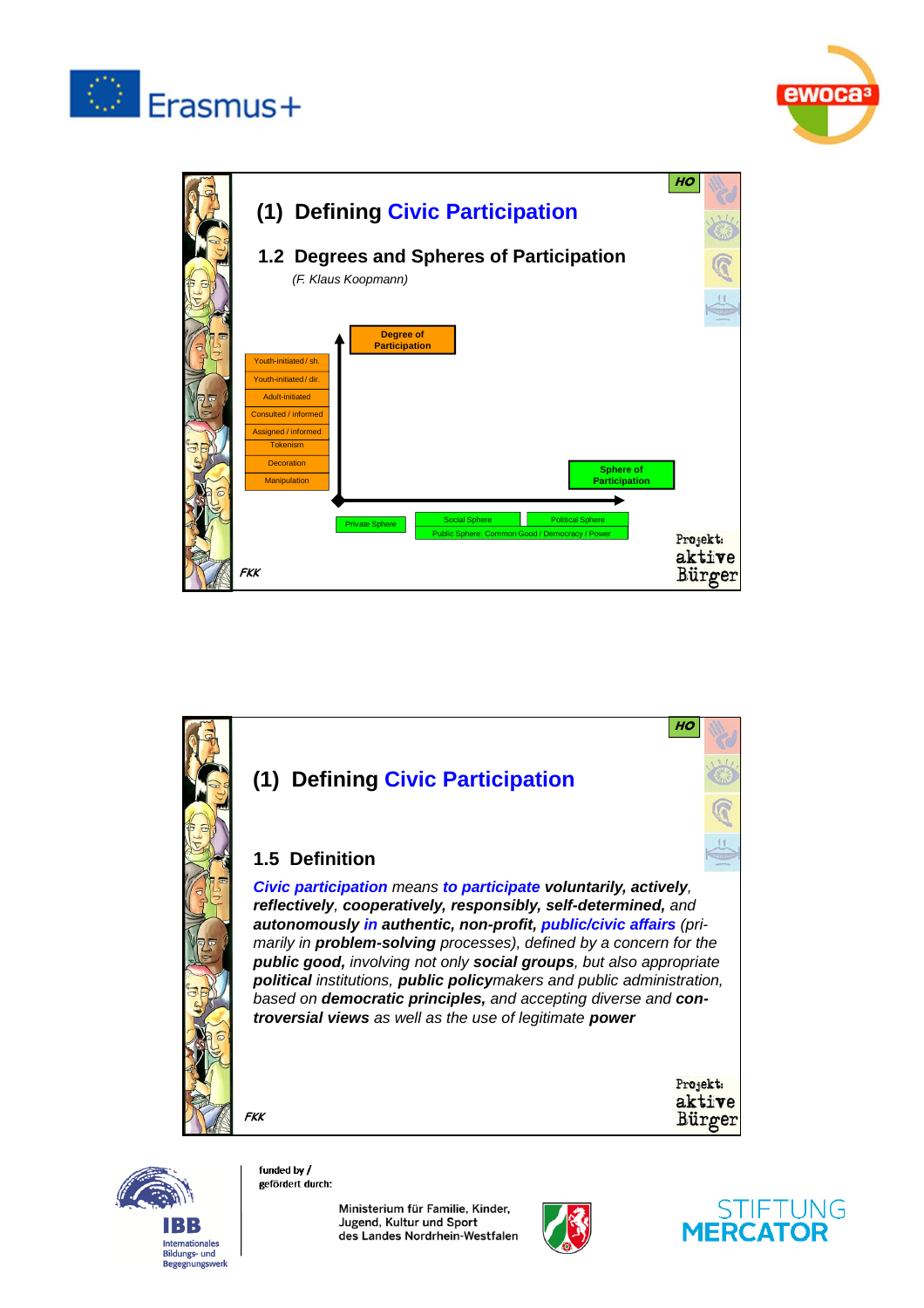## (1) Defining Civic Participation

### 1.2 Degrees and Spheres of Participation

*(F. Klaus Koopmann)*

**Degree of Participation**

- Youth-initiated / sh.
- Youth-initiated / dir.
- Adult-initiated
- Consulted / informed
- Assigned / informed
- Tokenism
- Decoration
- Manipulation

**Sphere of Participation**

- Private Sphere
- Social Sphere
- Political Sphere
- Public Sphere: Common Good / Democracy / Power

FKK

## (1) Defining Civic Participation

### 1.5 Definition

***Civic participation*** *means* ***to participate*** ***voluntarily, actively****,* ***reflectively****,* ***cooperatively, responsibly, self-determined,*** *and* ***autonomously in authentic, non-profit, public/civic affairs*** *(primarily in* ***problem-solving*** *processes), defined by a concern for the* ***public good,*** *involving not only* ***social groups****, but also appropriate* ***political*** *institutions,* ***public policy****makers and public administration, based on* ***democratic principles,*** *and accepting diverse and* ***controversial views*** *as well as the use of legitimate* ***power***

FKK

funded by / gefördert durch:

Ministerium für Familie, Kinder, Jugend, Kultur und Sport des Landes Nordrhein-Westfalen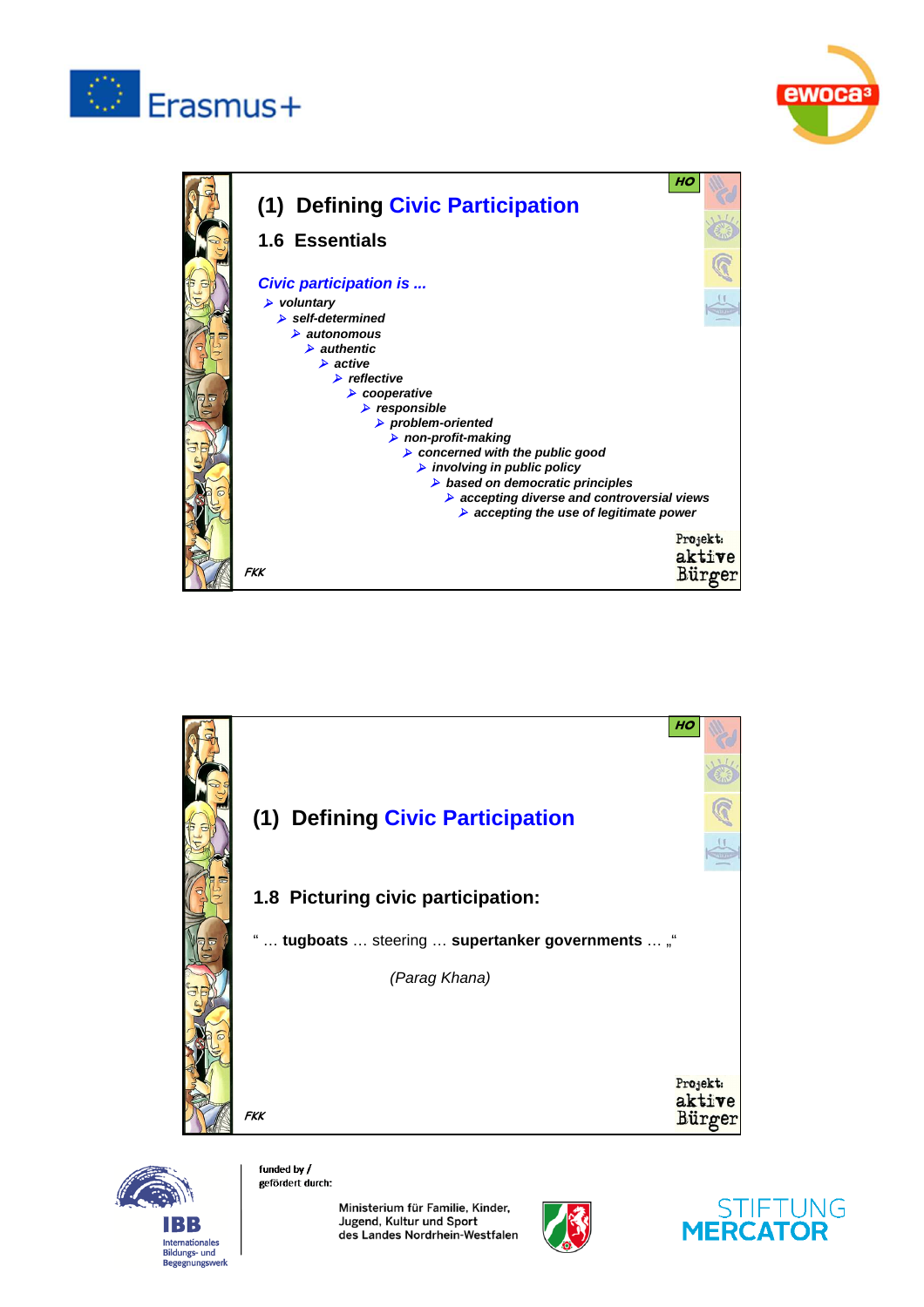HO

## (1) Defining Civic Participation

### 1.6 Essentials

*Civic participation is ...*

- *voluntary*
  - *self-determined*
    - *autonomous*
      - *authentic*
        - *active*
          - *reflective*
            - *cooperative*
              - *responsible*
                - *problem-oriented*
                  - *non-profit-making*
                    - *concerned with the public good*
                      - *involving in public policy*
                        - *based on democratic principles*
                          - *accepting diverse and controversial views*
                            - *accepting the use of legitimate power*

FKK

Projekt: aktive Bürger

HO

## (1) Defining Civic Participation

### 1.8 Picturing civic participation:

" … **tugboats** … steering … **supertanker governments** … „"

*(Parag Khana)*

FKK

Projekt: aktive Bürger

funded by / gefördert durch:

Ministerium für Familie, Kinder, Jugend, Kultur und Sport des Landes Nordrhein-Westfalen

IBB Internationales Bildungs- und Begegnungswerk

STIFTUNG MERCATOR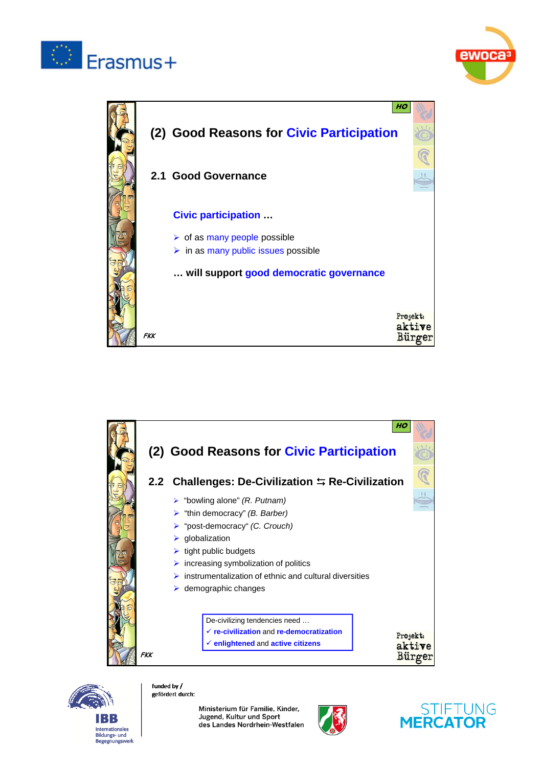## (2) Good Reasons for Civic Participation

### 2.1 Good Governance

**Civic participation …**

- of as many people possible
- in as many public issues possible

**… will support good democratic governance**

FKK

Projekt: aktive Bürger

## (2) Good Reasons for Civic Participation

### 2.2 Challenges: De-Civilization ⇆ Re-Civilization

- “bowling alone” *(R. Putnam)*
- “thin democracy” *(B. Barber)*
- “post-democracy“ *(C. Crouch)*
- globalization
- tight public budgets
- increasing symbolization of politics
- instrumentalization of ethnic and cultural diversities
- demographic changes

De-civilizing tendencies need …
- ✓ **re-civilization** and **re-democratization**
- ✓ **enlightened** and **active citizens**

FKK

Projekt: aktive Bürger

funded by / gefördert durch:

Ministerium für Familie, Kinder, Jugend, Kultur und Sport des Landes Nordrhein-Westfalen

STIFTUNG MERCATOR

IBB Internationales Bildungs- und Begegnungswerk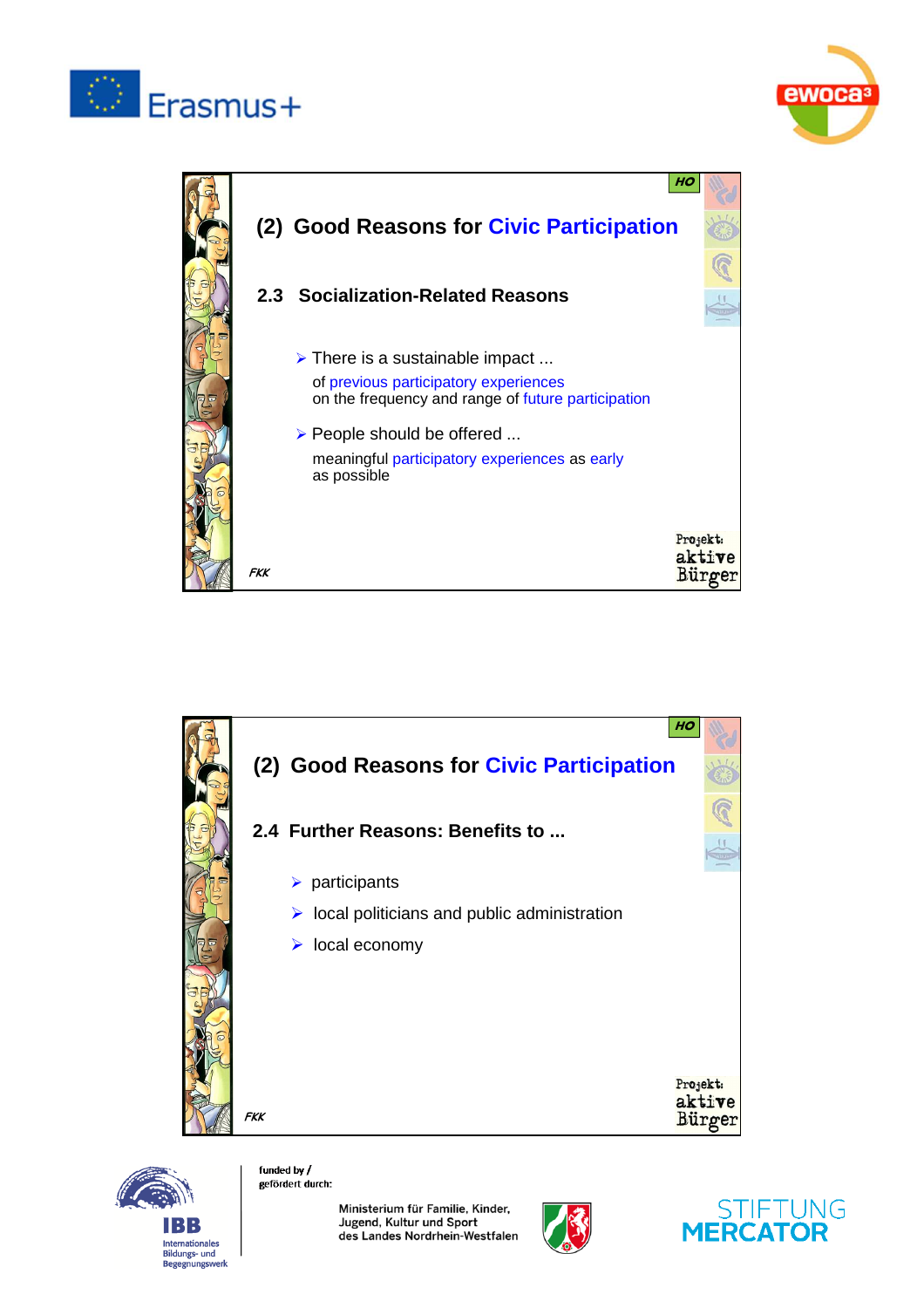## (2) Good Reasons for Civic Participation

### 2.3 Socialization-Related Reasons

- There is a sustainable impact ...

  of previous participatory experiences
  on the frequency and range of future participation

- People should be offered ...

  meaningful participatory experiences as early as possible

FKK

Projekt: aktive Bürger

## (2) Good Reasons for Civic Participation

### 2.4 Further Reasons: Benefits to ...

- participants
- local politicians and public administration
- local economy

FKK

Projekt: aktive Bürger

funded by / gefördert durch:

Ministerium für Familie, Kinder, Jugend, Kultur und Sport des Landes Nordrhein-Westfalen

IBB Internationales Bildungs- und Begegnungswerk

STIFTUNG MERCATOR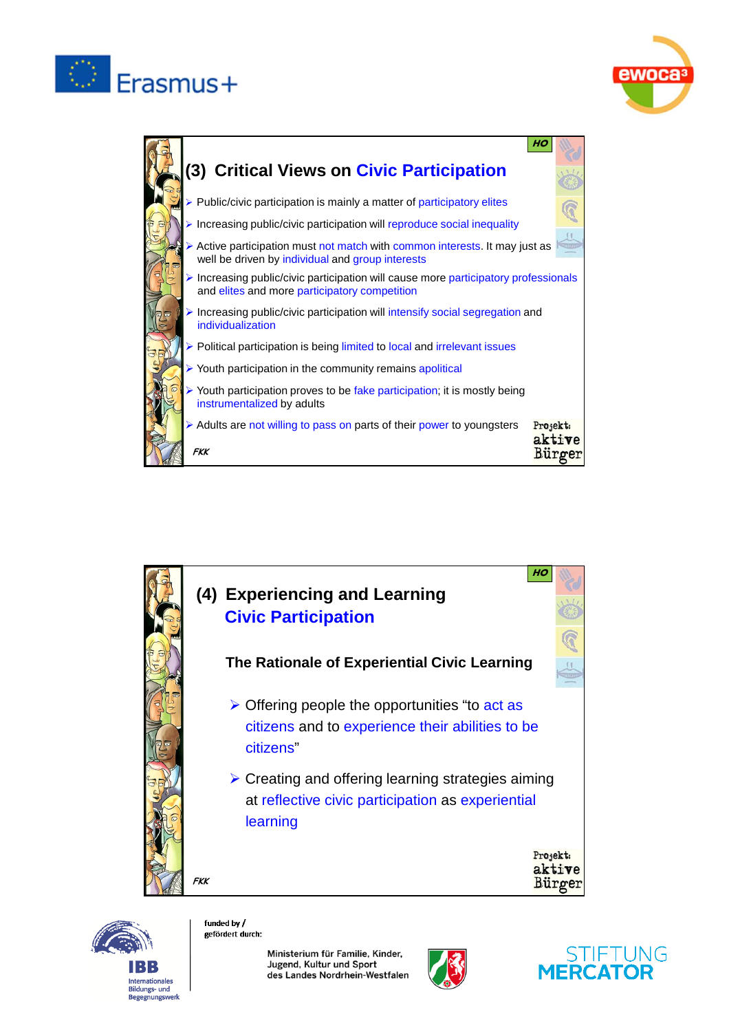## (3) Critical Views on Civic Participation

HO

- Public/civic participation is mainly a matter of participatory elites
- Increasing public/civic participation will reproduce social inequality
- Active participation must not match with common interests. It may just as well be driven by individual and group interests
- Increasing public/civic participation will cause more participatory professionals and elites and more participatory competition
- Increasing public/civic participation will intensify social segregation and individualization
- Political participation is being limited to local and irrelevant issues
- Youth participation in the community remains apolitical
- Youth participation proves to be fake participation; it is mostly being instrumentalized by adults
- Adults are not willing to pass on parts of their power to youngsters

FKK

Projekt: aktive Bürger

## (4) Experiencing and Learning Civic Participation

HO

### The Rationale of Experiential Civic Learning

- Offering people the opportunities "to act as citizens and to experience their abilities to be citizens"
- Creating and offering learning strategies aiming at reflective civic participation as experiential learning

FKK

Projekt: aktive Bürger

funded by / gefördert durch:

IBB Internationales Bildungs- und Begegnungswerk

Ministerium für Familie, Kinder, Jugend, Kultur und Sport des Landes Nordrhein-Westfalen

STIFTUNG MERCATOR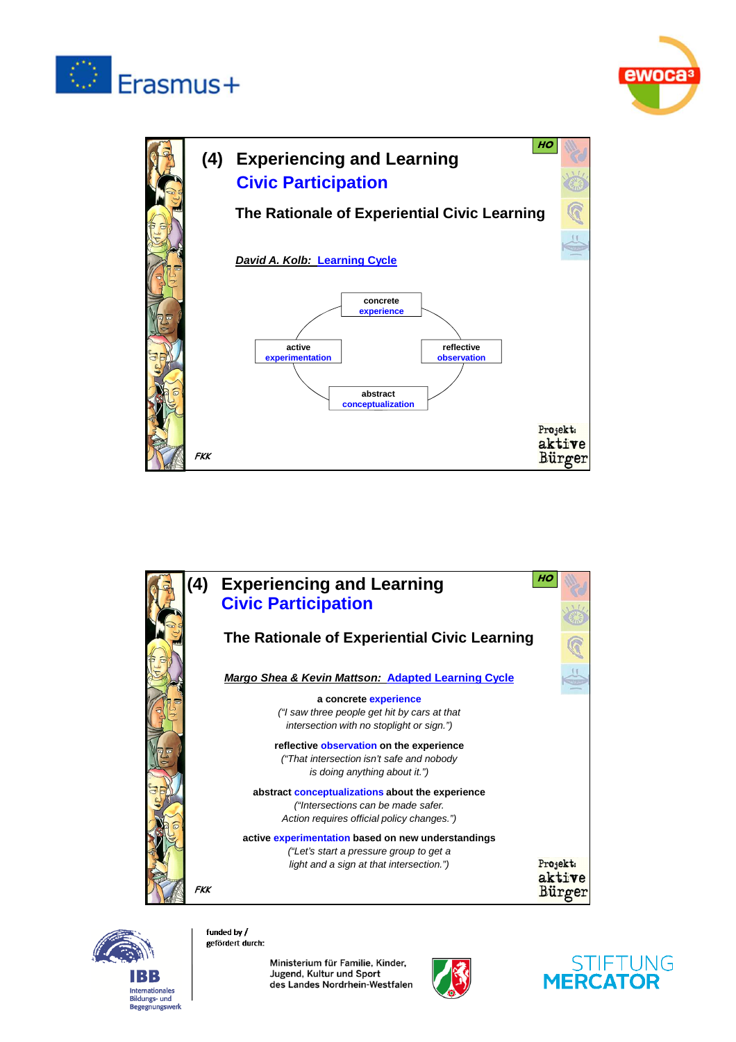## (4) Experiencing and Learning Civic Participation

### The Rationale of Experiential Civic Learning

***David A. Kolb: Learning Cycle***

- concrete experience
- reflective observation
- abstract conceptualization
- active experimentation

FKK

Projekt: aktive Bürger

## (4) Experiencing and Learning Civic Participation

### The Rationale of Experiential Civic Learning

***Margo Shea & Kevin Mattson: Adapted Learning Cycle***

**a concrete experience**
*("I saw three people get hit by cars at that intersection with no stoplight or sign.")*

**reflective observation on the experience**
*("That intersection isn't safe and nobody is doing anything about it.")*

**abstract conceptualizations about the experience**
*("Intersections can be made safer. Action requires official policy changes.")*

**active experimentation based on new understandings**
*("Let's start a pressure group to get a light and a sign at that intersection.")*

FKK

Projekt: aktive Bürger

funded by / gefördert durch:

Ministerium für Familie, Kinder, Jugend, Kultur und Sport des Landes Nordrhein-Westfalen

IBB Internationales Bildungs- und Begegnungswerk

STIFTUNG MERCATOR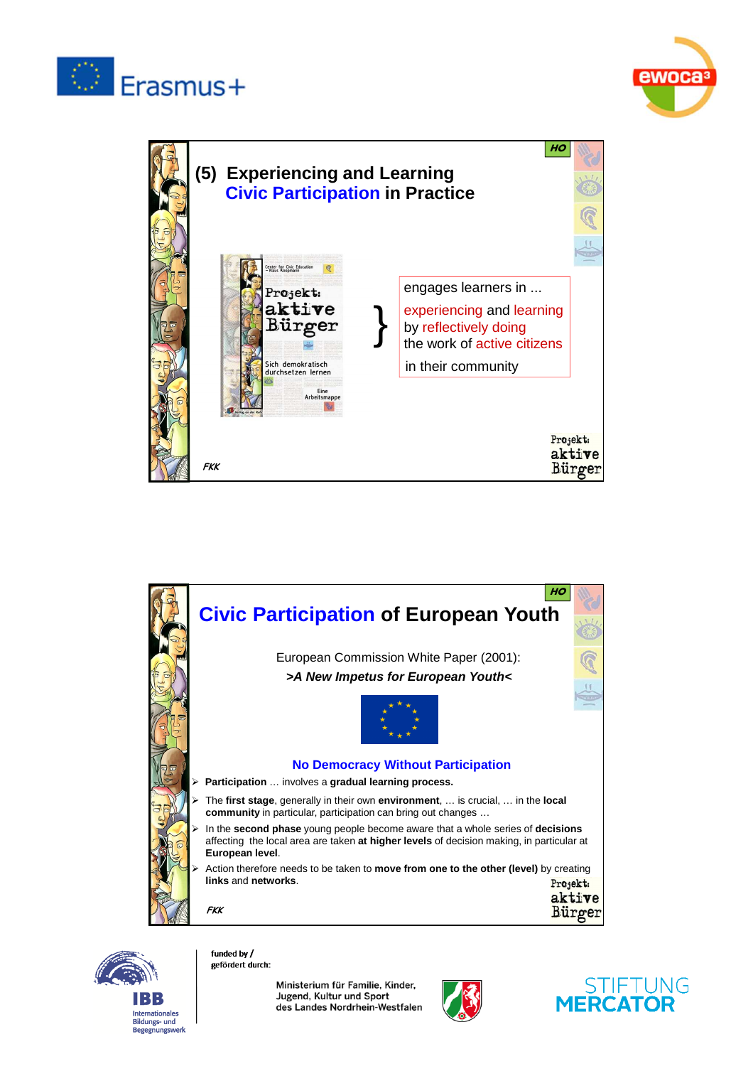## (5) Experiencing and Learning Civic Participation in Practice

HO

Projekt: aktive Bürger

Sich demokratisch durchsetzen lernen

Eine Arbeitsmappe

engages learners in ...
experiencing and learning
by reflectively doing
the work of active citizens
in their community

FKK

Projekt: aktive Bürger

## Civic Participation of European Youth

HO

European Commission White Paper (2001):
***>A New Impetus for European Youth<***

### No Democracy Without Participation

- **Participation** … involves a **gradual learning process.**
- The **first stage**, generally in their own **environment**, … is crucial, … in the **local community** in particular, participation can bring out changes …
- In the **second phase** young people become aware that a whole series of **decisions** affecting the local area are taken **at higher levels** of decision making, in particular at **European level**.
- Action therefore needs to be taken to **move from one to the other (level)** by creating **links** and **networks**.

FKK

Projekt: aktive Bürger

funded by / gefördert durch:

Ministerium für Familie, Kinder, Jugend, Kultur und Sport des Landes Nordrhein-Westfalen

IBB Internationales Bildungs- und Begegnungswerk

STIFTUNG MERCATOR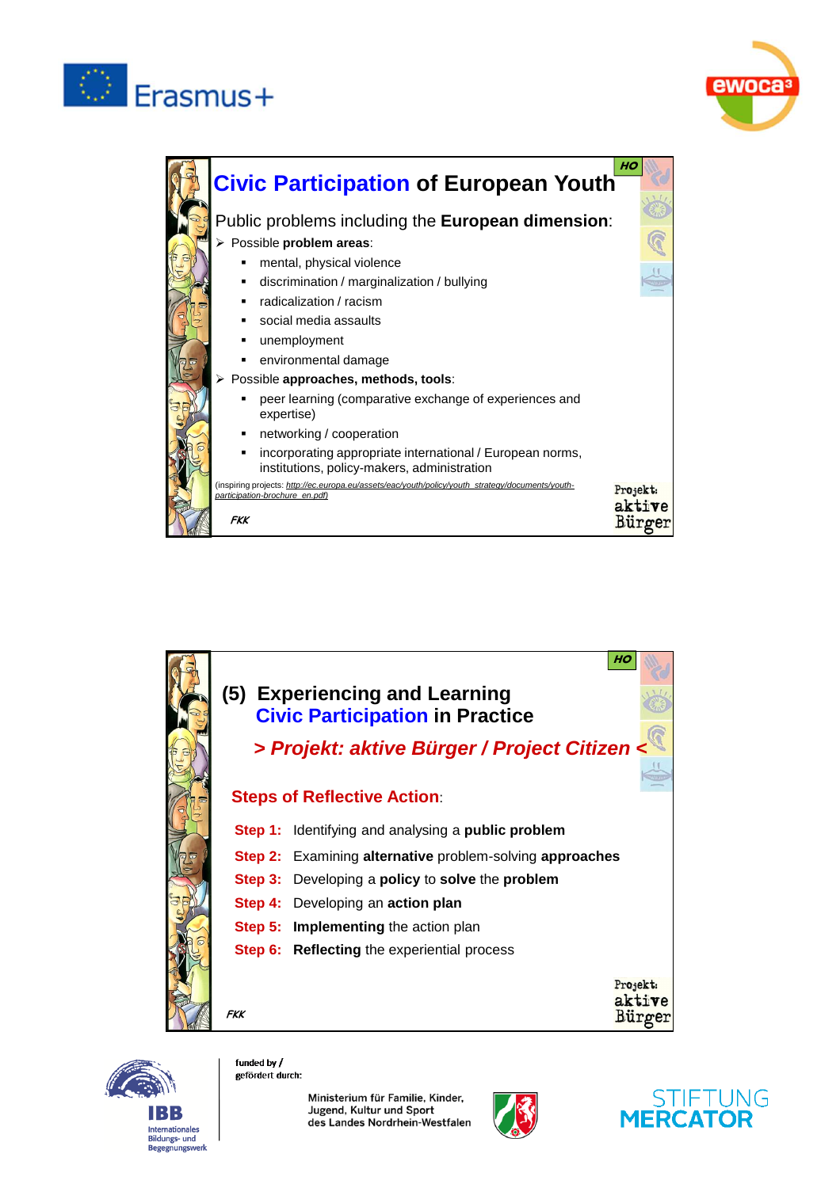## Civic Participation of European Youth

HO

Public problems including the **European dimension**:

- Possible **problem areas**:
  - mental, physical violence
  - discrimination / marginalization / bullying
  - radicalization / racism
  - social media assaults
  - unemployment
  - environmental damage
- Possible **approaches, methods, tools**:
  - peer learning (comparative exchange of experiences and expertise)
  - networking / cooperation
  - incorporating appropriate international / European norms, institutions, policy-makers, administration

(inspiring projects: http://ec.europa.eu/assets/eac/youth/policy/youth_strategy/documents/youth-participation-brochure_en.pdf)

FKK

Projekt: aktive Bürger

## (5) Experiencing and Learning Civic Participation in Practice

HO

### *> Projekt: aktive Bürger / Project Citizen <*

### Steps of Reflective Action:

**Step 1:** Identifying and analysing a **public problem**

**Step 2:** Examining **alternative** problem-solving **approaches**

**Step 3:** Developing a **policy** to **solve** the **problem**

**Step 4:** Developing an **action plan**

**Step 5:** **Implementing** the action plan

**Step 6:** **Reflecting** the experiential process

FKK

Projekt: aktive Bürger

funded by / gefördert durch:

Ministerium für Familie, Kinder, Jugend, Kultur und Sport des Landes Nordrhein-Westfalen

IBB Internationales Bildungs- und Begegnungswerk

STIFTUNG MERCATOR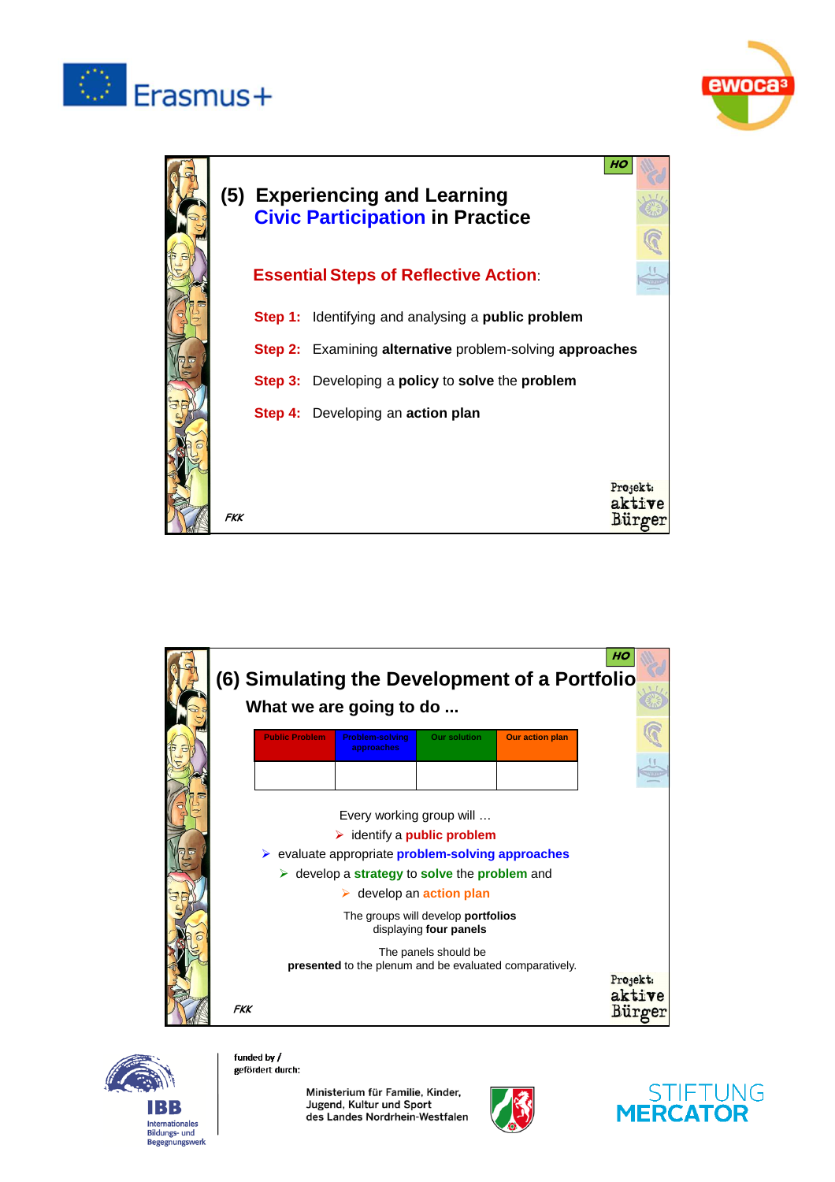## (5) Experiencing and Learning Civic Participation in Practice

**Essential Steps of Reflective Action**:

**Step 1:** Identifying and analysing a **public problem**

**Step 2:** Examining **alternative** problem-solving **approaches**

**Step 3:** Developing a **policy** to **solve** the **problem**

**Step 4:** Developing an **action plan**

FKK

Projekt: aktive Bürger

## (6) Simulating the Development of a Portfolio

### What we are going to do ...

| Public Problem | Problem-solving approaches | Our solution | Our action plan |
|---|---|---|---|
| | | | |

Every working group will …

- identify a **public problem**
- evaluate appropriate **problem-solving approaches**
- develop a **strategy** to **solve** the **problem** and
- develop an **action plan**

The groups will develop **portfolios** displaying **four panels**

The panels should be **presented** to the plenum and be evaluated comparatively.

FKK

Projekt: aktive Bürger

funded by / gefördert durch:

Ministerium für Familie, Kinder, Jugend, Kultur und Sport des Landes Nordrhein-Westfalen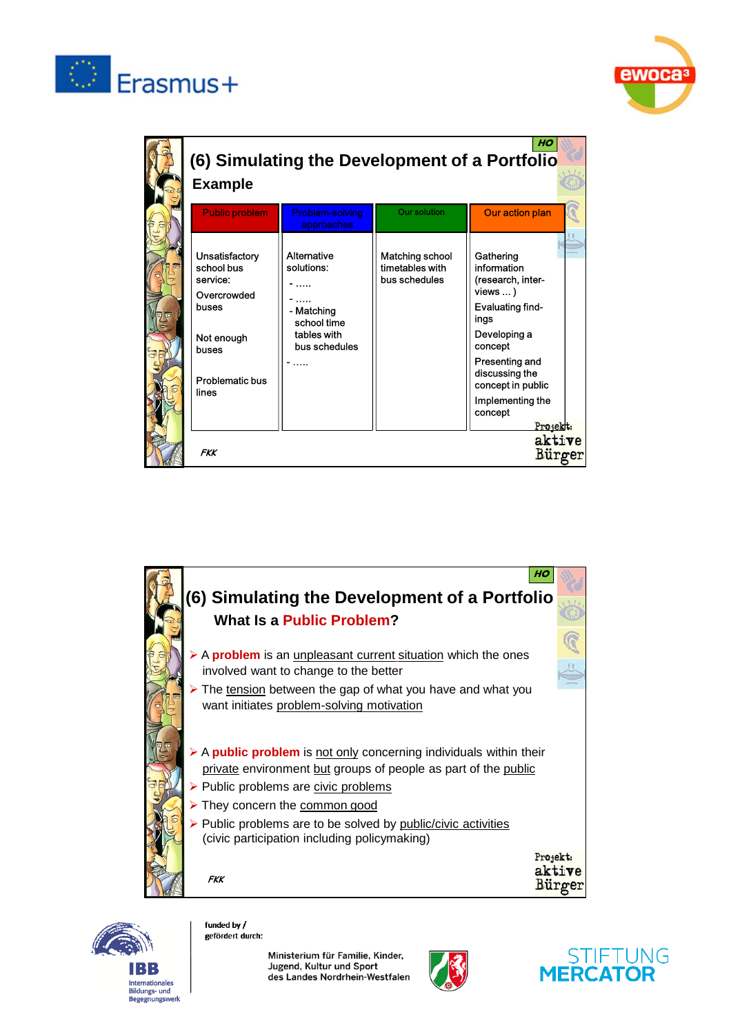## (6) Simulating the Development of a Portfolio

### Example

| Public problem | Problem-solving approaches | Our solution | Our action plan |
|---|---|---|---|
| Unsatisfactory school bus service: Overcrowded buses<br><br>Not enough buses<br><br>Problematic bus lines | Alternative solutions:<br>- .....<br>- .....<br>- Matching school time tables with bus schedules<br>- ..... | Matching school timetables with bus schedules | Gathering information (research, inter-views ... )<br>Evaluating find-ings<br>Developing a concept<br>Presenting and discussing the concept in public<br>Implementing the concept |

FKK

Projekt: aktive Bürger

## (6) Simulating the Development of a Portfolio

### What Is a **Public Problem**?

- A **problem** is an unpleasant current situation which the ones involved want to change to the better
- The tension between the gap of what you have and what you want initiates problem-solving motivation

- A **public problem** is not only concerning individuals within their private environment but groups of people as part of the public
- Public problems are civic problems
- They concern the common good
- Public problems are to be solved by public/civic activities (civic participation including policymaking)

FKK

Projekt: aktive Bürger

funded by / gefördert durch:

Ministerium für Familie, Kinder, Jugend, Kultur und Sport des Landes Nordrhein-Westfalen

IBB Internationales Bildungs- und Begegnungswerk

STIFTUNG MERCATOR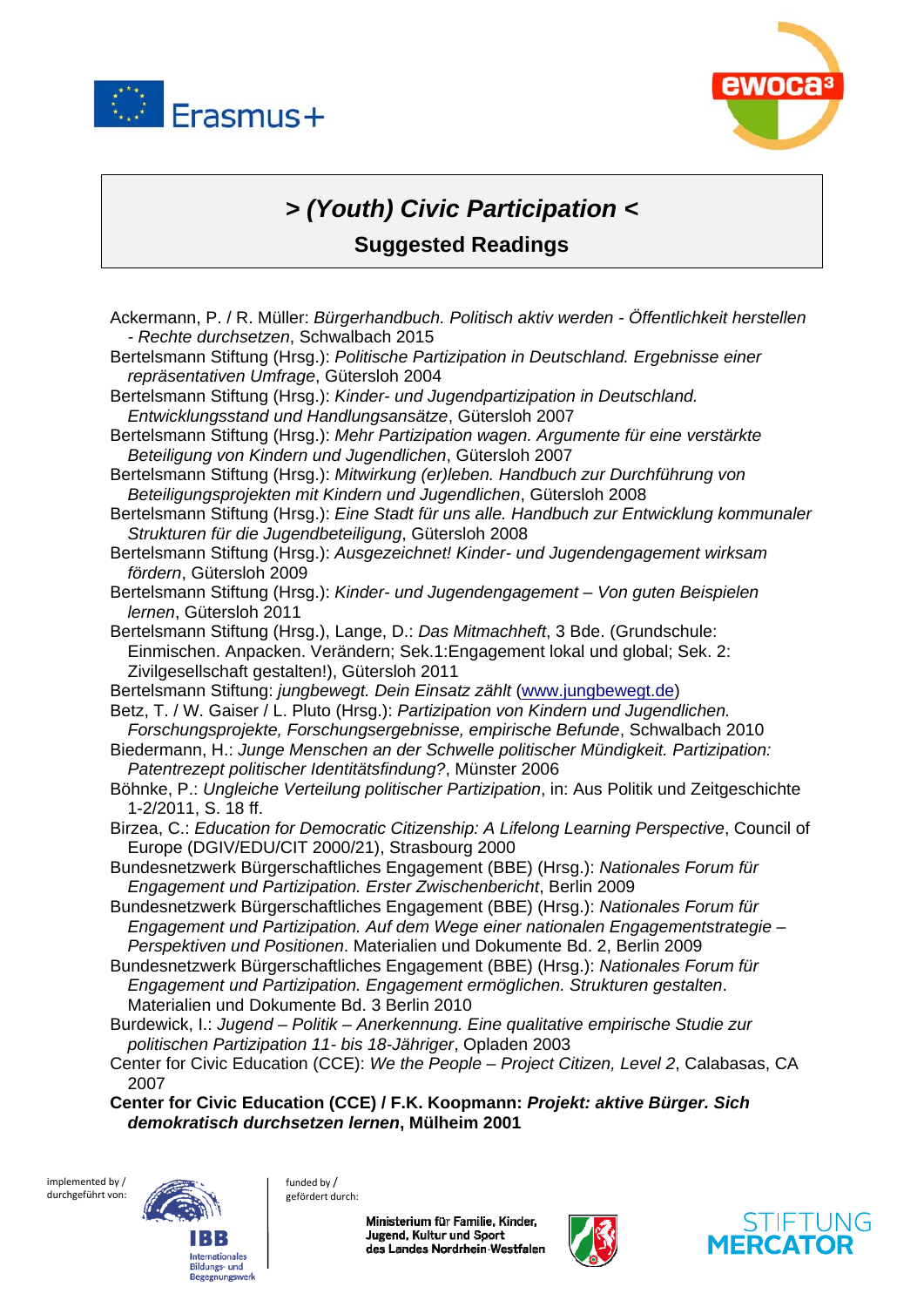# > *(Youth) Civic Participation* <

## Suggested Readings

Ackermann, P. / R. Müller: *Bürgerhandbuch. Politisch aktiv werden - Öffentlichkeit herstellen - Rechte durchsetzen*, Schwalbach 2015

Bertelsmann Stiftung (Hrsg.): *Politische Partizipation in Deutschland. Ergebnisse einer repräsentativen Umfrage*, Gütersloh 2004

Bertelsmann Stiftung (Hrsg.): *Kinder- und Jugendpartizipation in Deutschland. Entwicklungsstand und Handlungsansätze*, Gütersloh 2007

Bertelsmann Stiftung (Hrsg.): *Mehr Partizipation wagen. Argumente für eine verstärkte Beteiligung von Kindern und Jugendlichen*, Gütersloh 2007

Bertelsmann Stiftung (Hrsg.): *Mitwirkung (er)leben. Handbuch zur Durchführung von Beteiligungsprojekten mit Kindern und Jugendlichen*, Gütersloh 2008

Bertelsmann Stiftung (Hrsg.): *Eine Stadt für uns alle. Handbuch zur Entwicklung kommunaler Strukturen für die Jugendbeteiligung*, Gütersloh 2008

Bertelsmann Stiftung (Hrsg.): *Ausgezeichnet! Kinder- und Jugendengagement wirksam fördern*, Gütersloh 2009

Bertelsmann Stiftung (Hrsg.): *Kinder- und Jugendengagement – Von guten Beispielen lernen*, Gütersloh 2011

Bertelsmann Stiftung (Hrsg.), Lange, D.: *Das Mitmachheft*, 3 Bde. (Grundschule: Einmischen. Anpacken. Verändern; Sek.1:Engagement lokal und global; Sek. 2: Zivilgesellschaft gestalten!), Gütersloh 2011

Bertelsmann Stiftung: *jungbewegt. Dein Einsatz zählt* (www.jungbewegt.de)

Betz, T. / W. Gaiser / L. Pluto (Hrsg.): *Partizipation von Kindern und Jugendlichen. Forschungsprojekte, Forschungsergebnisse, empirische Befunde*, Schwalbach 2010

Biedermann, H.: *Junge Menschen an der Schwelle politischer Mündigkeit. Partizipation: Patentrezept politischer Identitätsfindung?*, Münster 2006

Böhnke, P.: *Ungleiche Verteilung politischer Partizipation*, in: Aus Politik und Zeitgeschichte 1-2/2011, S. 18 ff.

Birzea, C.: *Education for Democratic Citizenship: A Lifelong Learning Perspective*, Council of Europe (DGIV/EDU/CIT 2000/21), Strasbourg 2000

Bundesnetzwerk Bürgerschaftliches Engagement (BBE) (Hrsg.): *Nationales Forum für Engagement und Partizipation. Erster Zwischenbericht*, Berlin 2009

Bundesnetzwerk Bürgerschaftliches Engagement (BBE) (Hrsg.): *Nationales Forum für Engagement und Partizipation. Auf dem Wege einer nationalen Engagementstrategie – Perspektiven und Positionen*. Materialien und Dokumente Bd. 2, Berlin 2009

Bundesnetzwerk Bürgerschaftliches Engagement (BBE) (Hrsg.): *Nationales Forum für Engagement und Partizipation. Engagement ermöglichen. Strukturen gestalten*. Materialien und Dokumente Bd. 3 Berlin 2010

Burdewick, I.: *Jugend – Politik – Anerkennung. Eine qualitative empirische Studie zur politischen Partizipation 11- bis 18-Jähriger*, Opladen 2003

Center for Civic Education (CCE): *We the People – Project Citizen, Level 2*, Calabasas, CA 2007

**Center for Civic Education (CCE) / F.K. Koopmann: *Projekt: aktive Bürger. Sich demokratisch durchsetzen lernen*, Mülheim 2001**

implemented by / durchgeführt von: IBB Internationales Bildungs- und Begegnungswerk

funded by / gefördert durch: Ministerium für Familie, Kinder, Jugend, Kultur und Sport des Landes Nordrhein-Westfalen; Stiftung Mercator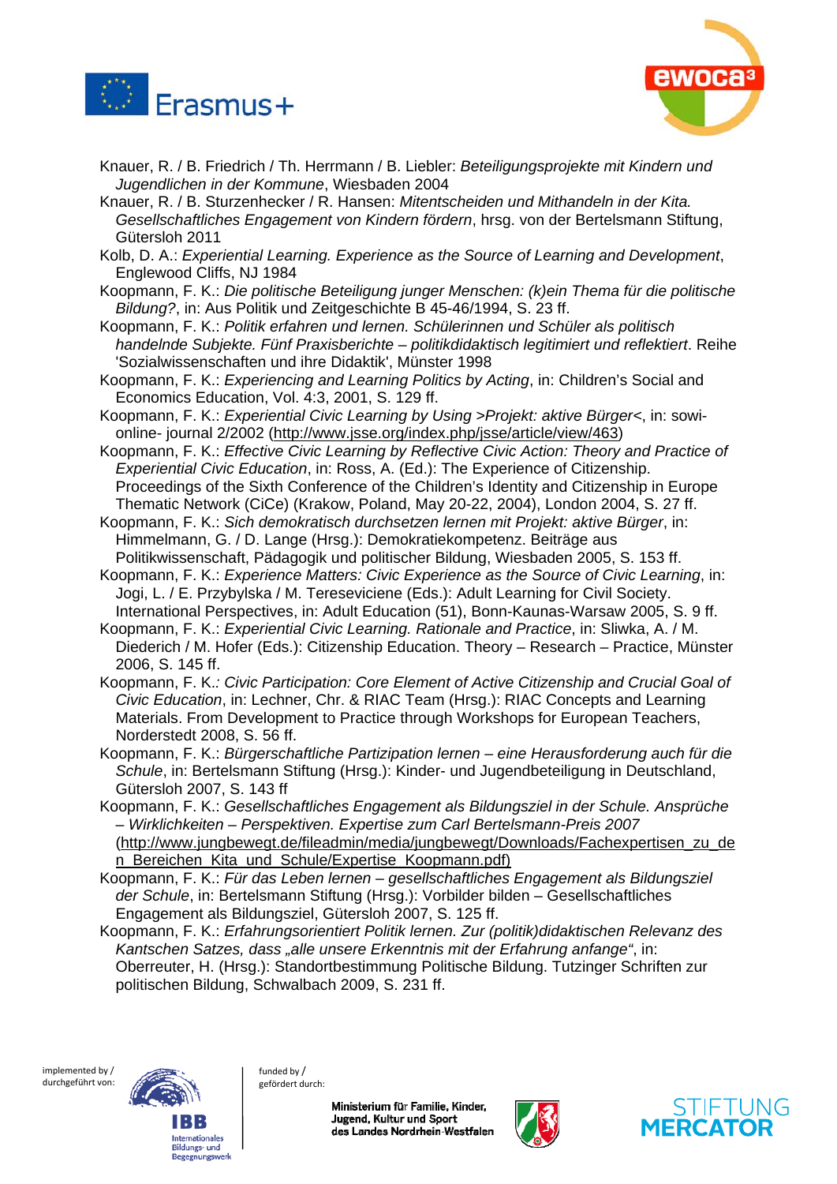Knauer, R. / B. Friedrich / Th. Herrmann / B. Liebler: *Beteiligungsprojekte mit Kindern und Jugendlichen in der Kommune*, Wiesbaden 2004

Knauer, R. / B. Sturzenhecker / R. Hansen: *Mitentscheiden und Mithandeln in der Kita. Gesellschaftliches Engagement von Kindern fördern*, hrsg. von der Bertelsmann Stiftung, Gütersloh 2011

Kolb, D. A.: *Experiential Learning. Experience as the Source of Learning and Development*, Englewood Cliffs, NJ 1984

Koopmann, F. K.: *Die politische Beteiligung junger Menschen: (k)ein Thema für die politische Bildung?*, in: Aus Politik und Zeitgeschichte B 45-46/1994, S. 23 ff.

Koopmann, F. K.: *Politik erfahren und lernen. Schülerinnen und Schüler als politisch handelnde Subjekte. Fünf Praxisberichte – politikdidaktisch legitimiert und reflektiert*. Reihe 'Sozialwissenschaften und ihre Didaktik', Münster 1998

Koopmann, F. K.: *Experiencing and Learning Politics by Acting*, in: Children's Social and Economics Education, Vol. 4:3, 2001, S. 129 ff.

Koopmann, F. K.: *Experiential Civic Learning by Using >Projekt: aktive Bürger<*, in: sowi-online- journal 2/2002 (http://www.jsse.org/index.php/jsse/article/view/463)

Koopmann, F. K.: *Effective Civic Learning by Reflective Civic Action: Theory and Practice of Experiential Civic Education*, in: Ross, A. (Ed.): The Experience of Citizenship. Proceedings of the Sixth Conference of the Children's Identity and Citizenship in Europe Thematic Network (CiCe) (Krakow, Poland, May 20-22, 2004), London 2004, S. 27 ff.

Koopmann, F. K.: *Sich demokratisch durchsetzen lernen mit Projekt: aktive Bürger*, in: Himmelmann, G. / D. Lange (Hrsg.): Demokratiekompetenz. Beiträge aus Politikwissenschaft, Pädagogik und politischer Bildung, Wiesbaden 2005, S. 153 ff.

Koopmann, F. K.: *Experience Matters: Civic Experience as the Source of Civic Learning*, in: Jogi, L. / E. Przybylska / M. Tereseviciene (Eds.): Adult Learning for Civil Society. International Perspectives, in: Adult Education (51), Bonn-Kaunas-Warsaw 2005, S. 9 ff.

Koopmann, F. K.: *Experiential Civic Learning. Rationale and Practice*, in: Sliwka, A. / M. Diederich / M. Hofer (Eds.): Citizenship Education. Theory – Research – Practice, Münster 2006, S. 145 ff.

Koopmann, F. K.: *Civic Participation: Core Element of Active Citizenship and Crucial Goal of Civic Education*, in: Lechner, Chr. & RIAC Team (Hrsg.): RIAC Concepts and Learning Materials. From Development to Practice through Workshops for European Teachers, Norderstedt 2008, S. 56 ff.

Koopmann, F. K.: *Bürgerschaftliche Partizipation lernen – eine Herausforderung auch für die Schule*, in: Bertelsmann Stiftung (Hrsg.): Kinder- und Jugendbeteiligung in Deutschland, Gütersloh 2007, S. 143 ff

Koopmann, F. K.: *Gesellschaftliches Engagement als Bildungsziel in der Schule. Ansprüche – Wirklichkeiten – Perspektiven. Expertise zum Carl Bertelsmann-Preis 2007* (http://www.jungbewegt.de/fileadmin/media/jungbewegt/Downloads/Fachexpertisen_zu_den_Bereichen_Kita_und_Schule/Expertise_Koopmann.pdf)

Koopmann, F. K.: *Für das Leben lernen – gesellschaftliches Engagement als Bildungsziel der Schule*, in: Bertelsmann Stiftung (Hrsg.): Vorbilder bilden – Gesellschaftliches Engagement als Bildungsziel, Gütersloh 2007, S. 125 ff.

Koopmann, F. K.: *Erfahrungsorientiert Politik lernen. Zur (politik)didaktischen Relevanz des Kantschen Satzes, dass „alle unsere Erkenntnis mit der Erfahrung anfange"*, in: Oberreuter, H. (Hrsg.): Standortbestimmung Politische Bildung. Tutzinger Schriften zur politischen Bildung, Schwalbach 2009, S. 231 ff.